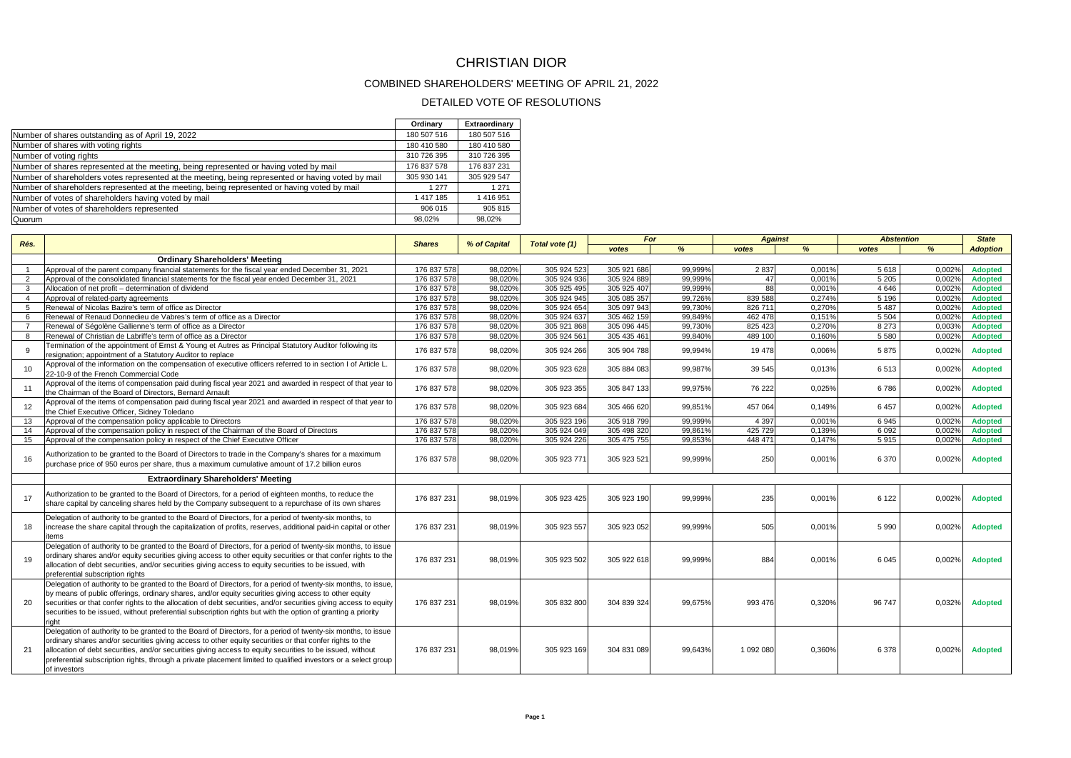# CHRISTIAN DIOR

## COMBINED SHAREHOLDERS' MEETING OF APRIL 21, 2022

## DETAILED VOTE OF RESOLUTIONS

| | Ordinary | Extraordinary |
|---|---|---|
| Number of shares outstanding as of April 19, 2022 | 180 507 516 | 180 507 516 |
| Number of shares with voting rights | 180 410 580 | 180 410 580 |
| Number of voting rights | 310 726 395 | 310 726 395 |
| Number of shares represented at the meeting, being represented or having voted by mail | 176 837 578 | 176 837 231 |
| Number of shareholders votes represented at the meeting, being represented or having voted by mail | 305 930 141 | 305 929 547 |
| Number of shareholders represented at the meeting, being represented or having voted by mail | 1 277 | 1 271 |
| Number of votes of shareholders having voted by mail | 1 417 185 | 1 416 951 |
| Number of votes of shareholders represented | 906 015 | 905 815 |
| Quorum | 98,02% | 98,02% |

| Rés. | | Shares | % of Capital | Total vote (1) | For | | Against | | Abstention | | State |
|---|---|---|---|---|---|---|---|---|---|---|---|
| | | | | | votes | % | votes | % | votes | % | Adoption |
| | **Ordinary Shareholders' Meeting** | | | | | | | | | | |
| 1 | Approval of the parent company financial statements for the fiscal year ended December 31, 2021 | 176 837 578 | 98,020% | 305 924 523 | 305 921 686 | 99,999% | 2 837 | 0,001% | 5 618 | 0,002% | Adopted |
| 2 | Approval of the consolidated financial statements for the fiscal year ended December 31, 2021 | 176 837 578 | 98,020% | 305 924 936 | 305 924 889 | 99,999% | 47 | 0,001% | 5 205 | 0,002% | Adopted |
| 3 | Allocation of net profit – determination of dividend | 176 837 578 | 98,020% | 305 925 495 | 305 925 407 | 99,999% | 88 | 0,001% | 4 646 | 0,002% | Adopted |
| 4 | Approval of related-party agreements | 176 837 578 | 98,020% | 305 924 945 | 305 085 357 | 99,726% | 839 588 | 0,274% | 5 196 | 0,002% | Adopted |
| 5 | Renewal of Nicolas Bazire's term of office as Director | 176 837 578 | 98,020% | 305 924 654 | 305 097 943 | 99,730% | 826 711 | 0,270% | 5 487 | 0,002% | Adopted |
| 6 | Renewal of Renaud Donnedieu de Vabres's term of office as a Director | 176 837 578 | 98,020% | 305 924 637 | 305 462 159 | 99,849% | 462 478 | 0,151% | 5 504 | 0,002% | Adopted |
| 7 | Renewal of Ségolène Gallienne's term of office as a Director | 176 837 578 | 98,020% | 305 921 868 | 305 096 445 | 99,730% | 825 423 | 0,270% | 8 273 | 0,003% | Adopted |
| 8 | Renewal of Christian de Labriffe's term of office as a Director | 176 837 578 | 98,020% | 305 924 561 | 305 435 461 | 99,840% | 489 100 | 0,160% | 5 580 | 0,002% | Adopted |
| 9 | Termination of the appointment of Ernst & Young et Autres as Principal Statutory Auditor following its resignation; appointment of a Statutory Auditor to replace | 176 837 578 | 98,020% | 305 924 266 | 305 904 788 | 99,994% | 19 478 | 0,006% | 5 875 | 0,002% | Adopted |
| 10 | Approval of the information on the compensation of executive officers referred to in section I of Article L. 22-10-9 of the French Commercial Code | 176 837 578 | 98,020% | 305 923 628 | 305 884 083 | 99,987% | 39 545 | 0,013% | 6 513 | 0,002% | Adopted |
| 11 | Approval of the items of compensation paid during fiscal year 2021 and awarded in respect of that year to the Chairman of the Board of Directors, Bernard Arnault | 176 837 578 | 98,020% | 305 923 355 | 305 847 133 | 99,975% | 76 222 | 0,025% | 6 786 | 0,002% | Adopted |
| 12 | Approval of the items of compensation paid during fiscal year 2021 and awarded in respect of that year to the Chief Executive Officer, Sidney Toledano | 176 837 578 | 98,020% | 305 923 684 | 305 466 620 | 99,851% | 457 064 | 0,149% | 6 457 | 0,002% | Adopted |
| 13 | Approval of the compensation policy applicable to Directors | 176 837 578 | 98,020% | 305 923 196 | 305 918 799 | 99,999% | 4 397 | 0,001% | 6 945 | 0,002% | Adopted |
| 14 | Approval of the compensation policy in respect of the Chairman of the Board of Directors | 176 837 578 | 98,020% | 305 924 049 | 305 498 320 | 99,861% | 425 729 | 0,139% | 6 092 | 0,002% | Adopted |
| 15 | Approval of the compensation policy in respect of the Chief Executive Officer | 176 837 578 | 98,020% | 305 924 226 | 305 475 755 | 99,853% | 448 471 | 0,147% | 5 915 | 0,002% | Adopted |
| 16 | Authorization to be granted to the Board of Directors to trade in the Company's shares for a maximum purchase price of 950 euros per share, thus a maximum cumulative amount of 17.2 billion euros | 176 837 578 | 98,020% | 305 923 771 | 305 923 521 | 99,999% | 250 | 0,001% | 6 370 | 0,002% | Adopted |
| | **Extraordinary Shareholders' Meeting** | | | | | | | | | | |
| 17 | Authorization to be granted to the Board of Directors, for a period of eighteen months, to reduce the share capital by canceling shares held by the Company subsequent to a repurchase of its own shares | 176 837 231 | 98,019% | 305 923 425 | 305 923 190 | 99,999% | 235 | 0,001% | 6 122 | 0,002% | Adopted |
| 18 | Delegation of authority to be granted to the Board of Directors, for a period of twenty-six months, to increase the share capital through the capitalization of profits, reserves, additional paid-in capital or other items | 176 837 231 | 98,019% | 305 923 557 | 305 923 052 | 99,999% | 505 | 0,001% | 5 990 | 0,002% | Adopted |
| 19 | Delegation of authority to be granted to the Board of Directors, for a period of twenty-six months, to issue ordinary shares and/or equity securities giving access to other equity securities or that confer rights to the allocation of debt securities, and/or securities giving access to equity securities to be issued, with preferential subscription rights | 176 837 231 | 98,019% | 305 923 502 | 305 922 618 | 99,999% | 884 | 0,001% | 6 045 | 0,002% | Adopted |
| 20 | Delegation of authority to be granted to the Board of Directors, for a period of twenty-six months, to issue, by means of public offerings, ordinary shares, and/or equity securities giving access to other equity securities or that confer rights to the allocation of debt securities, and/or securities giving access to equity securities to be issued, without preferential subscription rights but with the option of granting a priority right | 176 837 231 | 98,019% | 305 832 800 | 304 839 324 | 99,675% | 993 476 | 0,320% | 96 747 | 0,032% | Adopted |
| 21 | Delegation of authority to be granted to the Board of Directors, for a period of twenty-six months, to issue ordinary shares and/or equity securities giving access to other equity securities or that confer rights to the allocation of debt securities, and/or securities giving access to equity securities to be issued, without preferential subscription rights, through a private placement limited to qualified investors or a select group of investors | 176 837 231 | 98,019% | 305 923 169 | 304 831 089 | 99,643% | 1 092 080 | 0,360% | 6 378 | 0,002% | Adopted |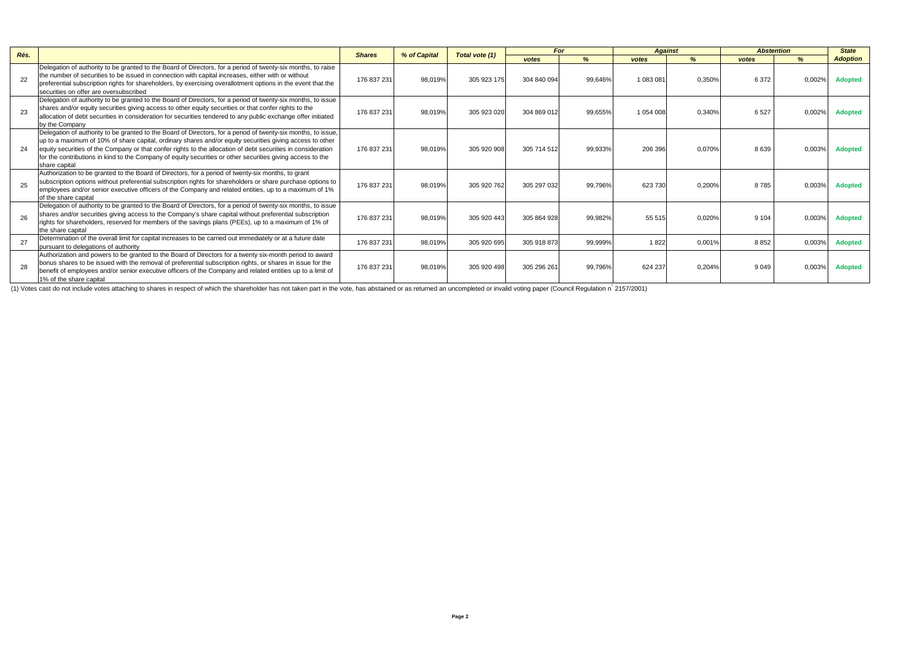| Rés. | | Shares | % of Capital | Total vote (1) | For | | Against | | Abstention | | State |
|---|---|---|---|---|---|---|---|---|---|---|---|
| | | | | | votes | % | votes | % | votes | % | Adoption |
| 22 | Delegation of authority to be granted to the Board of Directors, for a period of twenty-six months, to raise the number of securities to be issued in connection with capital increases, either with or without preferential subscription rights for shareholders, by exercising overallotment options in the event that the securities on offer are oversubscribed | 176 837 231 | 98,019% | 305 923 175 | 304 840 094 | 99,646% | 1 083 081 | 0,350% | 6 372 | 0,002% | Adopted |
| 23 | Delegation of authority to be granted to the Board of Directors, for a period of twenty-six months, to issue shares and/or equity securities giving access to other equity securities or that confer rights to the allocation of debt securities in consideration for securities tendered to any public exchange offer initiated by the Company | 176 837 231 | 98,019% | 305 923 020 | 304 869 012 | 99,655% | 1 054 008 | 0,340% | 6 527 | 0,002% | Adopted |
| 24 | Delegation of authority to be granted to the Board of Directors, for a period of twenty-six months, to issue, up to a maximum of 10% of share capital, ordinary shares and/or equity securities giving access to other equity securities of the Company or that confer rights to the allocation of debt securities in consideration for the contributions in kind to the Company of equity securities or other securities giving access to the share capital | 176 837 231 | 98,019% | 305 920 908 | 305 714 512 | 99,933% | 206 396 | 0,070% | 8 639 | 0,003% | Adopted |
| 25 | Authorization to be granted to the Board of Directors, for a period of twenty-six months, to grant subscription options without preferential subscription rights for shareholders or share purchase options to employees and/or senior executive officers of the Company and related entities, up to a maximum of 1% of the share capital | 176 837 231 | 98,019% | 305 920 762 | 305 297 032 | 99,796% | 623 730 | 0,200% | 8 785 | 0,003% | Adopted |
| 26 | Delegation of authority to be granted to the Board of Directors, for a period of twenty-six months, to issue shares and/or securities giving access to the Company's share capital without preferential subscription rights for shareholders, reserved for members of the savings plans (PEEs), up to a maximum of 1% of the share capital | 176 837 231 | 98,019% | 305 920 443 | 305 864 928 | 99,982% | 55 515 | 0,020% | 9 104 | 0,003% | Adopted |
| 27 | Determination of the overall limit for capital increases to be carried out immediately or at a future date pursuant to delegations of authority | 176 837 231 | 98,019% | 305 920 695 | 305 918 873 | 99,999% | 1 822 | 0,001% | 8 852 | 0,003% | Adopted |
| 28 | Authorization and powers to be granted to the Board of Directors for a twenty six-month period to award bonus shares to be issued with the removal of preferential subscription rights, or shares in issue for the benefit of employees and/or senior executive officers of the Company and related entities up to a limit of 1% of the share capital | 176 837 231 | 98,019% | 305 920 498 | 305 296 261 | 99,796% | 624 237 | 0,204% | 9 049 | 0,003% | Adopted |

(1) Votes cast do not include votes attaching to shares in respect of which the shareholder has not taken part in the vote, has abstained or as returned an uncompleted or invalid voting paper (Council Regulation n° 2157/2001)